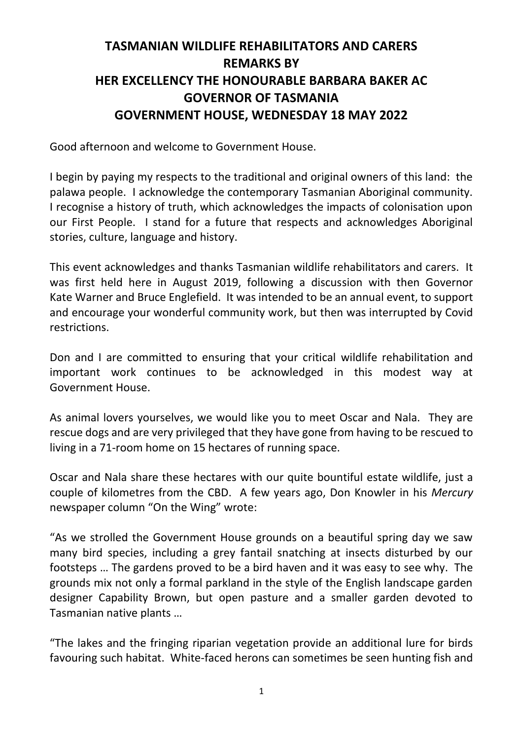# TASMANIAN WILDLIFE REHABILITATORS AND CARERS
# REMARKS BY
# HER EXCELLENCY THE HONOURABLE BARBARA BAKER AC
# GOVERNOR OF TASMANIA
# GOVERNMENT HOUSE, WEDNESDAY 18 MAY 2022

Good afternoon and welcome to Government House.

I begin by paying my respects to the traditional and original owners of this land: the palawa people. I acknowledge the contemporary Tasmanian Aboriginal community. I recognise a history of truth, which acknowledges the impacts of colonisation upon our First People. I stand for a future that respects and acknowledges Aboriginal stories, culture, language and history.

This event acknowledges and thanks Tasmanian wildlife rehabilitators and carers. It was first held here in August 2019, following a discussion with then Governor Kate Warner and Bruce Englefield. It was intended to be an annual event, to support and encourage your wonderful community work, but then was interrupted by Covid restrictions.

Don and I are committed to ensuring that your critical wildlife rehabilitation and important work continues to be acknowledged in this modest way at Government House.

As animal lovers yourselves, we would like you to meet Oscar and Nala. They are rescue dogs and are very privileged that they have gone from having to be rescued to living in a 71-room home on 15 hectares of running space.

Oscar and Nala share these hectares with our quite bountiful estate wildlife, just a couple of kilometres from the CBD. A few years ago, Don Knowler in his *Mercury* newspaper column "On the Wing" wrote:

"As we strolled the Government House grounds on a beautiful spring day we saw many bird species, including a grey fantail snatching at insects disturbed by our footsteps … The gardens proved to be a bird haven and it was easy to see why. The grounds mix not only a formal parkland in the style of the English landscape garden designer Capability Brown, but open pasture and a smaller garden devoted to Tasmanian native plants …

"The lakes and the fringing riparian vegetation provide an additional lure for birds favouring such habitat. White-faced herons can sometimes be seen hunting fish and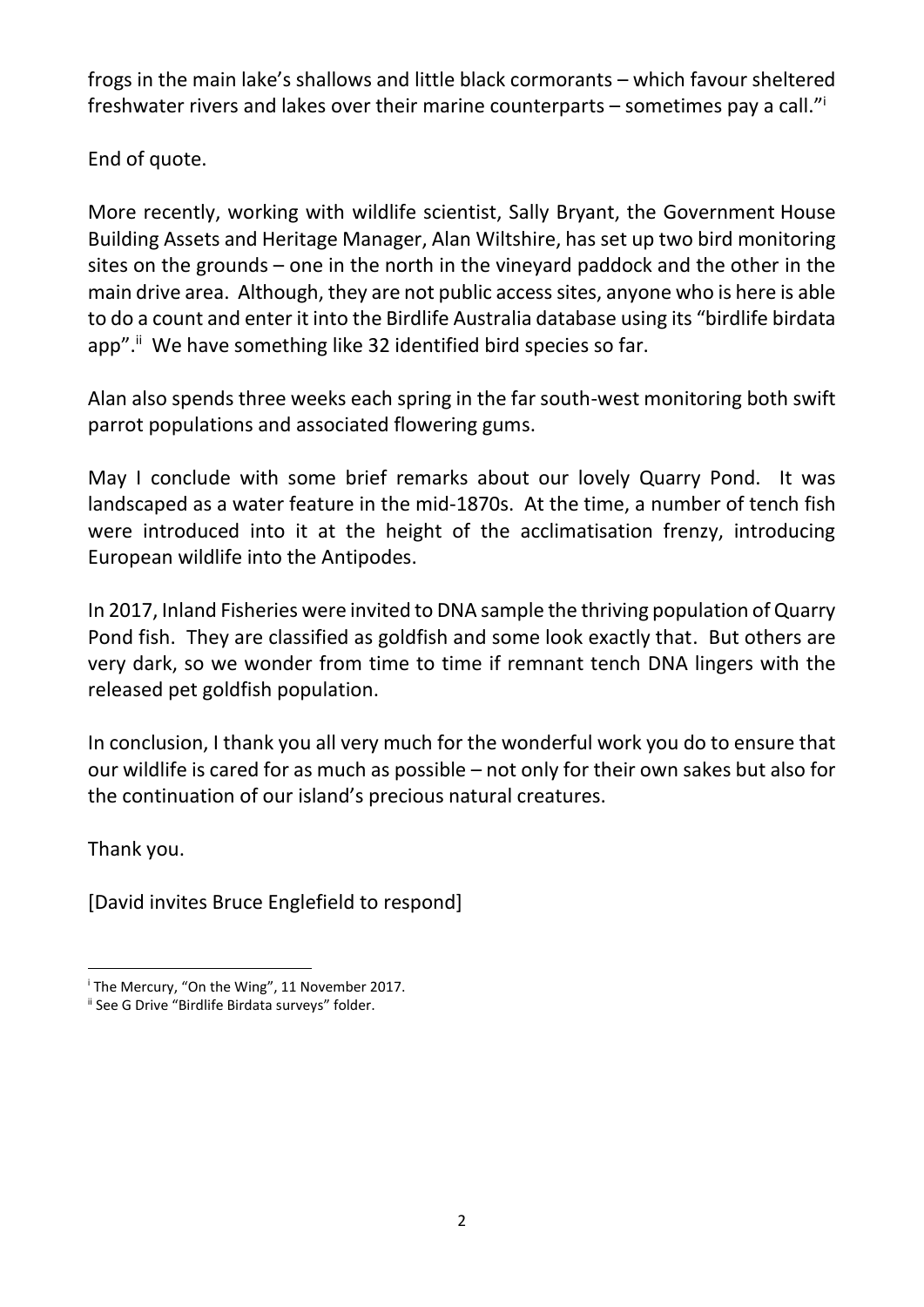frogs in the main lake's shallows and little black cormorants – which favour sheltered freshwater rivers and lakes over their marine counterparts – sometimes pay a call."[i]

End of quote.

More recently, working with wildlife scientist, Sally Bryant, the Government House Building Assets and Heritage Manager, Alan Wiltshire, has set up two bird monitoring sites on the grounds – one in the north in the vineyard paddock and the other in the main drive area. Although, they are not public access sites, anyone who is here is able to do a count and enter it into the Birdlife Australia database using its "birdlife birdata app".[ii] We have something like 32 identified bird species so far.

Alan also spends three weeks each spring in the far south-west monitoring both swift parrot populations and associated flowering gums.

May I conclude with some brief remarks about our lovely Quarry Pond. It was landscaped as a water feature in the mid-1870s. At the time, a number of tench fish were introduced into it at the height of the acclimatisation frenzy, introducing European wildlife into the Antipodes.

In 2017, Inland Fisheries were invited to DNA sample the thriving population of Quarry Pond fish. They are classified as goldfish and some look exactly that. But others are very dark, so we wonder from time to time if remnant tench DNA lingers with the released pet goldfish population.

In conclusion, I thank you all very much for the wonderful work you do to ensure that our wildlife is cared for as much as possible – not only for their own sakes but also for the continuation of our island's precious natural creatures.

Thank you.

[David invites Bruce Englefield to respond]

---

[i] The Mercury, "On the Wing", 11 November 2017.

[ii] See G Drive "Birdlife Birdata surveys" folder.